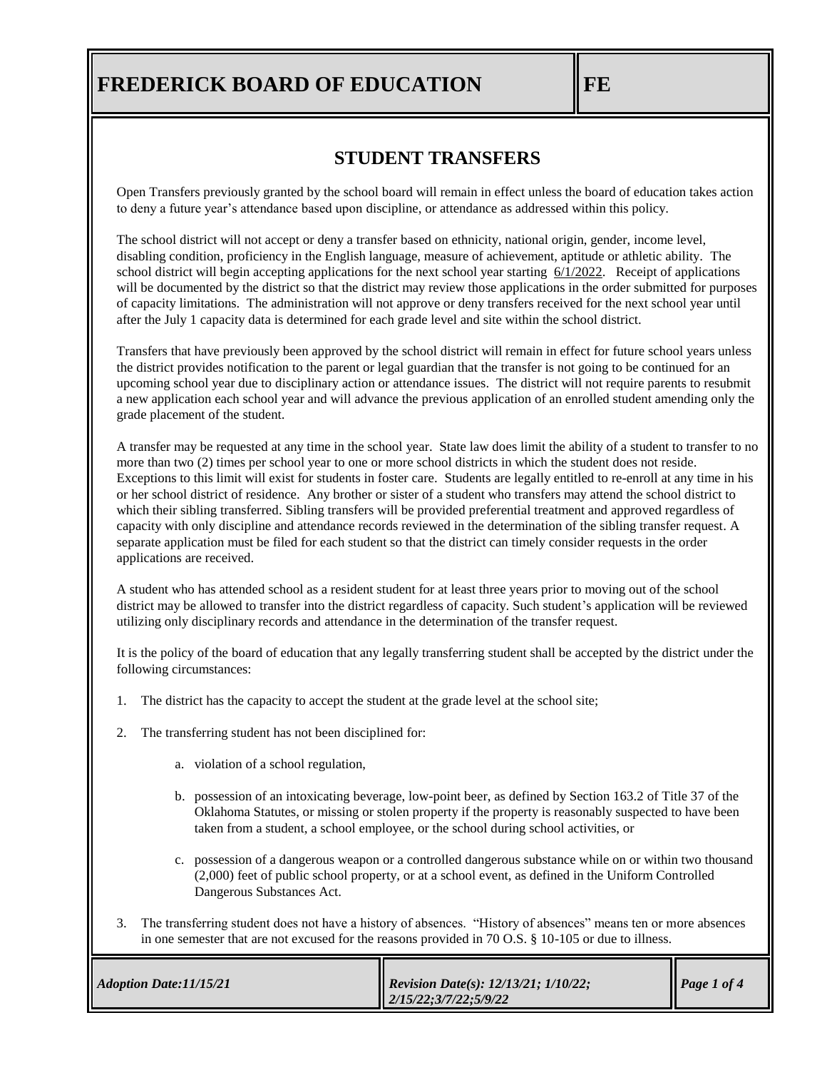# FREDERICK BOARD OF EDUCATION

FE

## STUDENT TRANSFERS

Open Transfers previously granted by the school board will remain in effect unless the board of education takes action to deny a future year's attendance based upon discipline, or attendance as addressed within this policy.

The school district will not accept or deny a transfer based on ethnicity, national origin, gender, income level, disabling condition, proficiency in the English language, measure of achievement, aptitude or athletic ability. The school district will begin accepting applications for the next school year starting 6/1/2022. Receipt of applications will be documented by the district so that the district may review those applications in the order submitted for purposes of capacity limitations. The administration will not approve or deny transfers received for the next school year until after the July 1 capacity data is determined for each grade level and site within the school district.

Transfers that have previously been approved by the school district will remain in effect for future school years unless the district provides notification to the parent or legal guardian that the transfer is not going to be continued for an upcoming school year due to disciplinary action or attendance issues. The district will not require parents to resubmit a new application each school year and will advance the previous application of an enrolled student amending only the grade placement of the student.

A transfer may be requested at any time in the school year. State law does limit the ability of a student to transfer to no more than two (2) times per school year to one or more school districts in which the student does not reside. Exceptions to this limit will exist for students in foster care. Students are legally entitled to re-enroll at any time in his or her school district of residence. Any brother or sister of a student who transfers may attend the school district to which their sibling transferred. Sibling transfers will be provided preferential treatment and approved regardless of capacity with only discipline and attendance records reviewed in the determination of the sibling transfer request. A separate application must be filed for each student so that the district can timely consider requests in the order applications are received.

A student who has attended school as a resident student for at least three years prior to moving out of the school district may be allowed to transfer into the district regardless of capacity. Such student's application will be reviewed utilizing only disciplinary records and attendance in the determination of the transfer request.

It is the policy of the board of education that any legally transferring student shall be accepted by the district under the following circumstances:

1. The district has the capacity to accept the student at the grade level at the school site;

2. The transferring student has not been disciplined for:

   a. violation of a school regulation,

   b. possession of an intoxicating beverage, low-point beer, as defined by Section 163.2 of Title 37 of the Oklahoma Statutes, or missing or stolen property if the property is reasonably suspected to have been taken from a student, a school employee, or the school during school activities, or

   c. possession of a dangerous weapon or a controlled dangerous substance while on or within two thousand (2,000) feet of public school property, or at a school event, as defined in the Uniform Controlled Dangerous Substances Act.

3. The transferring student does not have a history of absences. "History of absences" means ten or more absences in one semester that are not excused for the reasons provided in 70 O.S. § 10-105 or due to illness.

*Adoption Date:11/15/21* | *Revision Date(s): 12/13/21; 1/10/22; 2/15/22;3/7/22;5/9/22*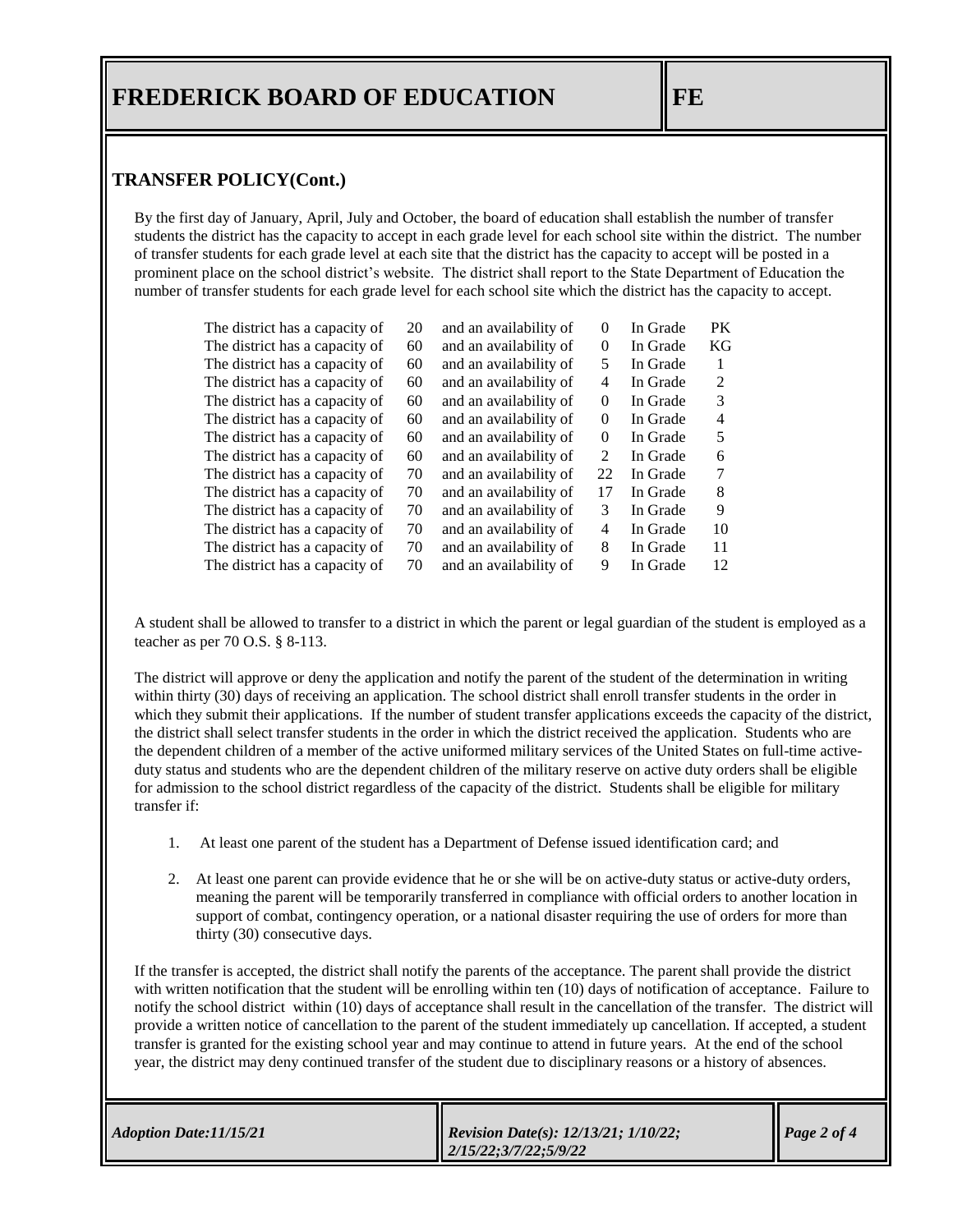## TRANSFER POLICY(Cont.)

By the first day of January, April, July and October, the board of education shall establish the number of transfer students the district has the capacity to accept in each grade level for each school site within the district. The number of transfer students for each grade level at each site that the district has the capacity to accept will be posted in a prominent place on the school district's website. The district shall report to the State Department of Education the number of transfer students for each grade level for each school site which the district has the capacity to accept.

| | | | | | |
|---|---|---|---|---|---|
| The district has a capacity of | 20 | and an availability of | 0 | In Grade | PK |
| The district has a capacity of | 60 | and an availability of | 0 | In Grade | KG |
| The district has a capacity of | 60 | and an availability of | 5 | In Grade | 1 |
| The district has a capacity of | 60 | and an availability of | 4 | In Grade | 2 |
| The district has a capacity of | 60 | and an availability of | 0 | In Grade | 3 |
| The district has a capacity of | 60 | and an availability of | 0 | In Grade | 4 |
| The district has a capacity of | 60 | and an availability of | 0 | In Grade | 5 |
| The district has a capacity of | 60 | and an availability of | 2 | In Grade | 6 |
| The district has a capacity of | 70 | and an availability of | 22 | In Grade | 7 |
| The district has a capacity of | 70 | and an availability of | 17 | In Grade | 8 |
| The district has a capacity of | 70 | and an availability of | 3 | In Grade | 9 |
| The district has a capacity of | 70 | and an availability of | 4 | In Grade | 10 |
| The district has a capacity of | 70 | and an availability of | 8 | In Grade | 11 |
| The district has a capacity of | 70 | and an availability of | 9 | In Grade | 12 |

A student shall be allowed to transfer to a district in which the parent or legal guardian of the student is employed as a teacher as per 70 O.S. § 8-113.

The district will approve or deny the application and notify the parent of the student of the determination in writing within thirty (30) days of receiving an application. The school district shall enroll transfer students in the order in which they submit their applications. If the number of student transfer applications exceeds the capacity of the district, the district shall select transfer students in the order in which the district received the application. Students who are the dependent children of a member of the active uniformed military services of the United States on full-time active-duty status and students who are the dependent children of the military reserve on active duty orders shall be eligible for admission to the school district regardless of the capacity of the district. Students shall be eligible for military transfer if:

1. At least one parent of the student has a Department of Defense issued identification card; and
2. At least one parent can provide evidence that he or she will be on active-duty status or active-duty orders, meaning the parent will be temporarily transferred in compliance with official orders to another location in support of combat, contingency operation, or a national disaster requiring the use of orders for more than thirty (30) consecutive days.

If the transfer is accepted, the district shall notify the parents of the acceptance. The parent shall provide the district with written notification that the student will be enrolling within ten (10) days of notification of acceptance. Failure to notify the school district within (10) days of acceptance shall result in the cancellation of the transfer. The district will provide a written notice of cancellation to the parent of the student immediately up cancellation. If accepted, a student transfer is granted for the existing school year and may continue to attend in future years. At the end of the school year, the district may deny continued transfer of the student due to disciplinary reasons or a history of absences.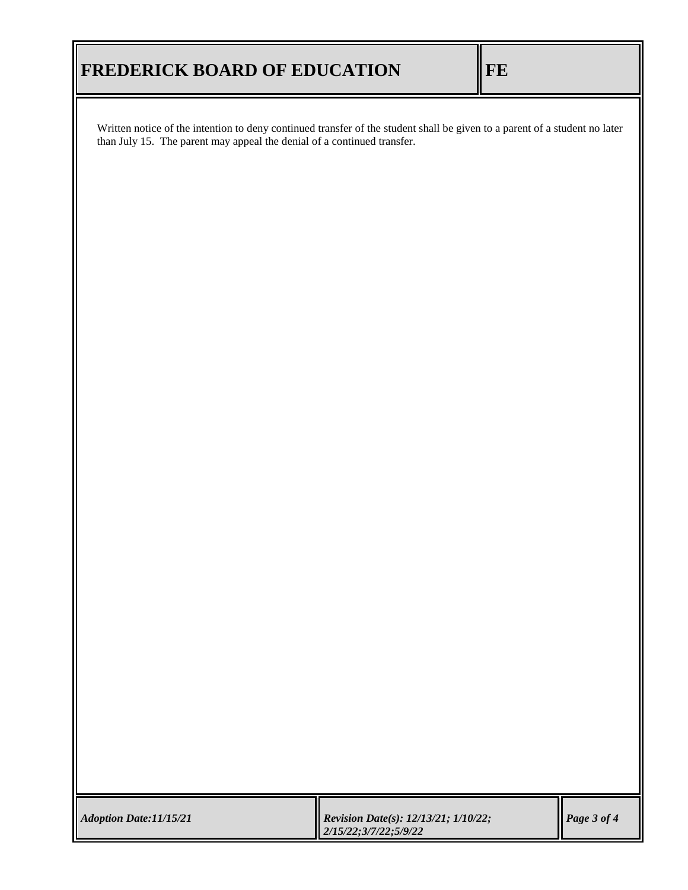Written notice of the intention to deny continued transfer of the student shall be given to a parent of a student no later than July 15. The parent may appeal the denial of a continued transfer.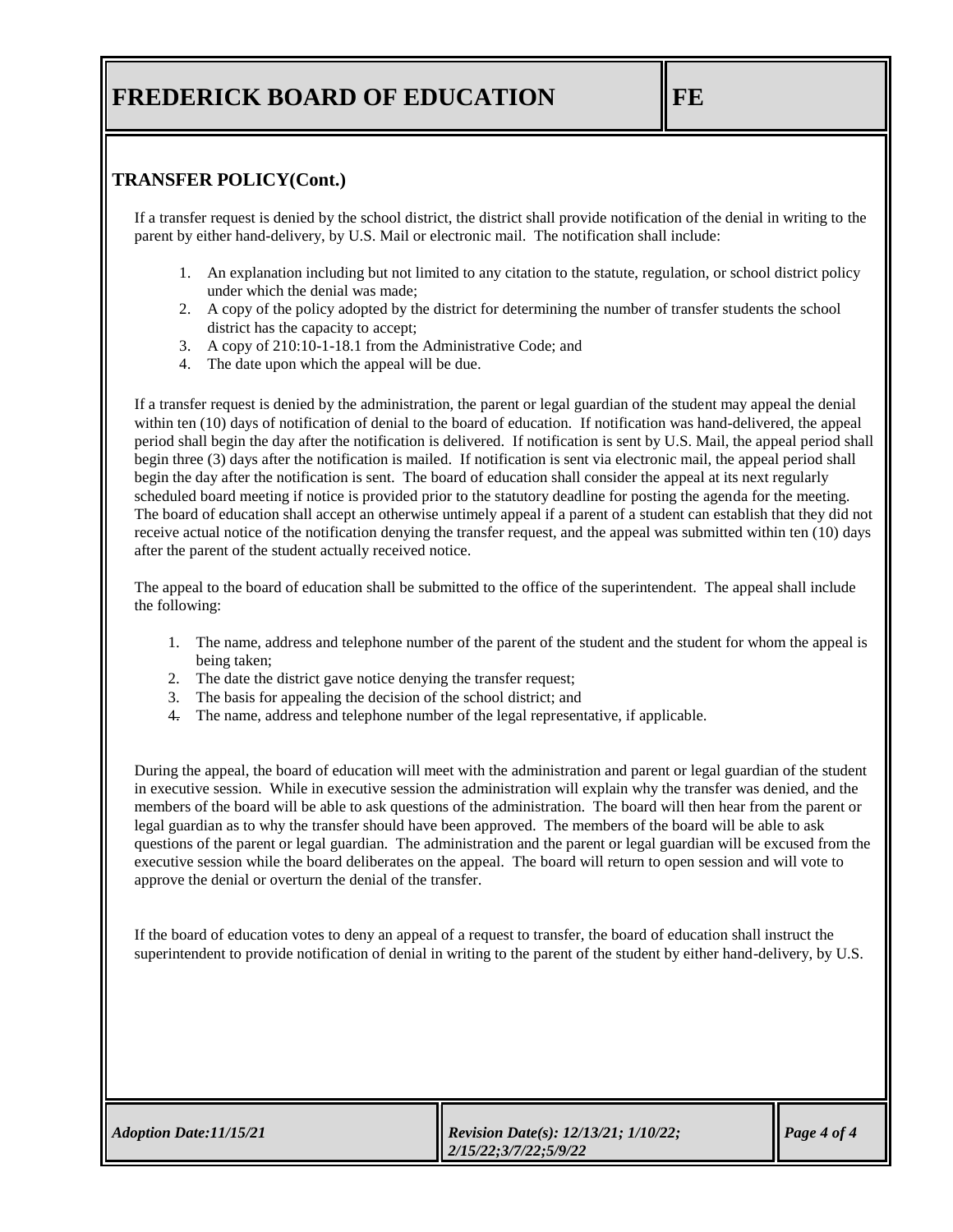## TRANSFER POLICY(Cont.)

If a transfer request is denied by the school district, the district shall provide notification of the denial in writing to the parent by either hand-delivery, by U.S. Mail or electronic mail. The notification shall include:

1. An explanation including but not limited to any citation to the statute, regulation, or school district policy under which the denial was made;
2. A copy of the policy adopted by the district for determining the number of transfer students the school district has the capacity to accept;
3. A copy of 210:10-1-18.1 from the Administrative Code; and
4. The date upon which the appeal will be due.

If a transfer request is denied by the administration, the parent or legal guardian of the student may appeal the denial within ten (10) days of notification of denial to the board of education. If notification was hand-delivered, the appeal period shall begin the day after the notification is delivered. If notification is sent by U.S. Mail, the appeal period shall begin three (3) days after the notification is mailed. If notification is sent via electronic mail, the appeal period shall begin the day after the notification is sent. The board of education shall consider the appeal at its next regularly scheduled board meeting if notice is provided prior to the statutory deadline for posting the agenda for the meeting. The board of education shall accept an otherwise untimely appeal if a parent of a student can establish that they did not receive actual notice of the notification denying the transfer request, and the appeal was submitted within ten (10) days after the parent of the student actually received notice.

The appeal to the board of education shall be submitted to the office of the superintendent. The appeal shall include the following:

1. The name, address and telephone number of the parent of the student and the student for whom the appeal is being taken;
2. The date the district gave notice denying the transfer request;
3. The basis for appealing the decision of the school district; and
4. The name, address and telephone number of the legal representative, if applicable.

During the appeal, the board of education will meet with the administration and parent or legal guardian of the student in executive session. While in executive session the administration will explain why the transfer was denied, and the members of the board will be able to ask questions of the administration. The board will then hear from the parent or legal guardian as to why the transfer should have been approved. The members of the board will be able to ask questions of the parent or legal guardian. The administration and the parent or legal guardian will be excused from the executive session while the board deliberates on the appeal. The board will return to open session and will vote to approve the denial or overturn the denial of the transfer.

If the board of education votes to deny an appeal of a request to transfer, the board of education shall instruct the superintendent to provide notification of denial in writing to the parent of the student by either hand-delivery, by U.S.

*Adoption Date:11/15/21* | *Revision Date(s): 12/13/21; 1/10/22; 2/15/22;3/7/22;5/9/22*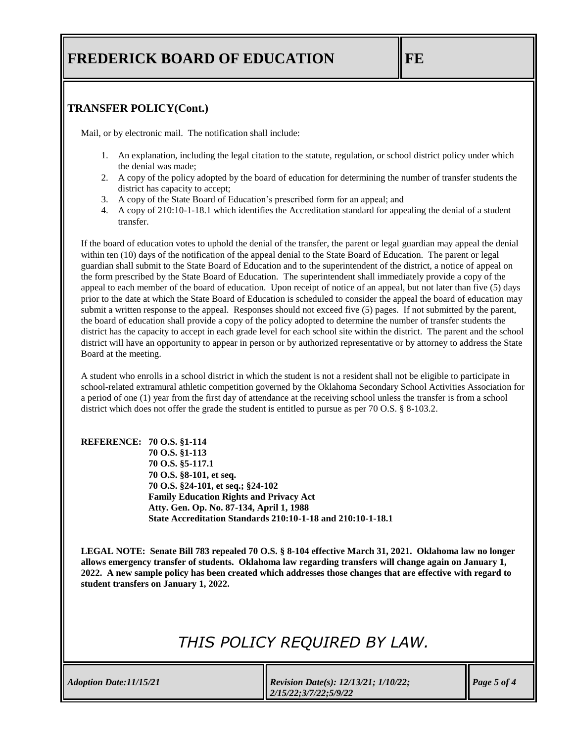## TRANSFER POLICY(Cont.)

Mail, or by electronic mail. The notification shall include:

1. An explanation, including the legal citation to the statute, regulation, or school district policy under which the denial was made;
2. A copy of the policy adopted by the board of education for determining the number of transfer students the district has capacity to accept;
3. A copy of the State Board of Education's prescribed form for an appeal; and
4. A copy of 210:10-1-18.1 which identifies the Accreditation standard for appealing the denial of a student transfer.

If the board of education votes to uphold the denial of the transfer, the parent or legal guardian may appeal the denial within ten (10) days of the notification of the appeal denial to the State Board of Education. The parent or legal guardian shall submit to the State Board of Education and to the superintendent of the district, a notice of appeal on the form prescribed by the State Board of Education. The superintendent shall immediately provide a copy of the appeal to each member of the board of education. Upon receipt of notice of an appeal, but not later than five (5) days prior to the date at which the State Board of Education is scheduled to consider the appeal the board of education may submit a written response to the appeal. Responses should not exceed five (5) pages. If not submitted by the parent, the board of education shall provide a copy of the policy adopted to determine the number of transfer students the district has the capacity to accept in each grade level for each school site within the district. The parent and the school district will have an opportunity to appear in person or by authorized representative or by attorney to address the State Board at the meeting.

A student who enrolls in a school district in which the student is not a resident shall not be eligible to participate in school-related extramural athletic competition governed by the Oklahoma Secondary School Activities Association for a period of one (1) year from the first day of attendance at the receiving school unless the transfer is from a school district which does not offer the grade the student is entitled to pursue as per 70 O.S. § 8-103.2.

**REFERENCE: 70 O.S. §1-114**
**70 O.S. §1-113**
**70 O.S. §5-117.1**
**70 O.S. §8-101, et seq.**
**70 O.S. §24-101, et seq.; §24-102**
**Family Education Rights and Privacy Act**
**Atty. Gen. Op. No. 87-134, April 1, 1988**
**State Accreditation Standards 210:10-1-18 and 210:10-1-18.1**

**LEGAL NOTE: Senate Bill 783 repealed 70 O.S. § 8-104 effective March 31, 2021. Oklahoma law no longer allows emergency transfer of students. Oklahoma law regarding transfers will change again on January 1, 2022. A new sample policy has been created which addresses those changes that are effective with regard to student transfers on January 1, 2022.**

*THIS POLICY REQUIRED BY LAW.*

*Adoption Date:11/15/21*

*Revision Date(s): 12/13/21; 1/10/22; 2/15/22;3/7/22;5/9/22*